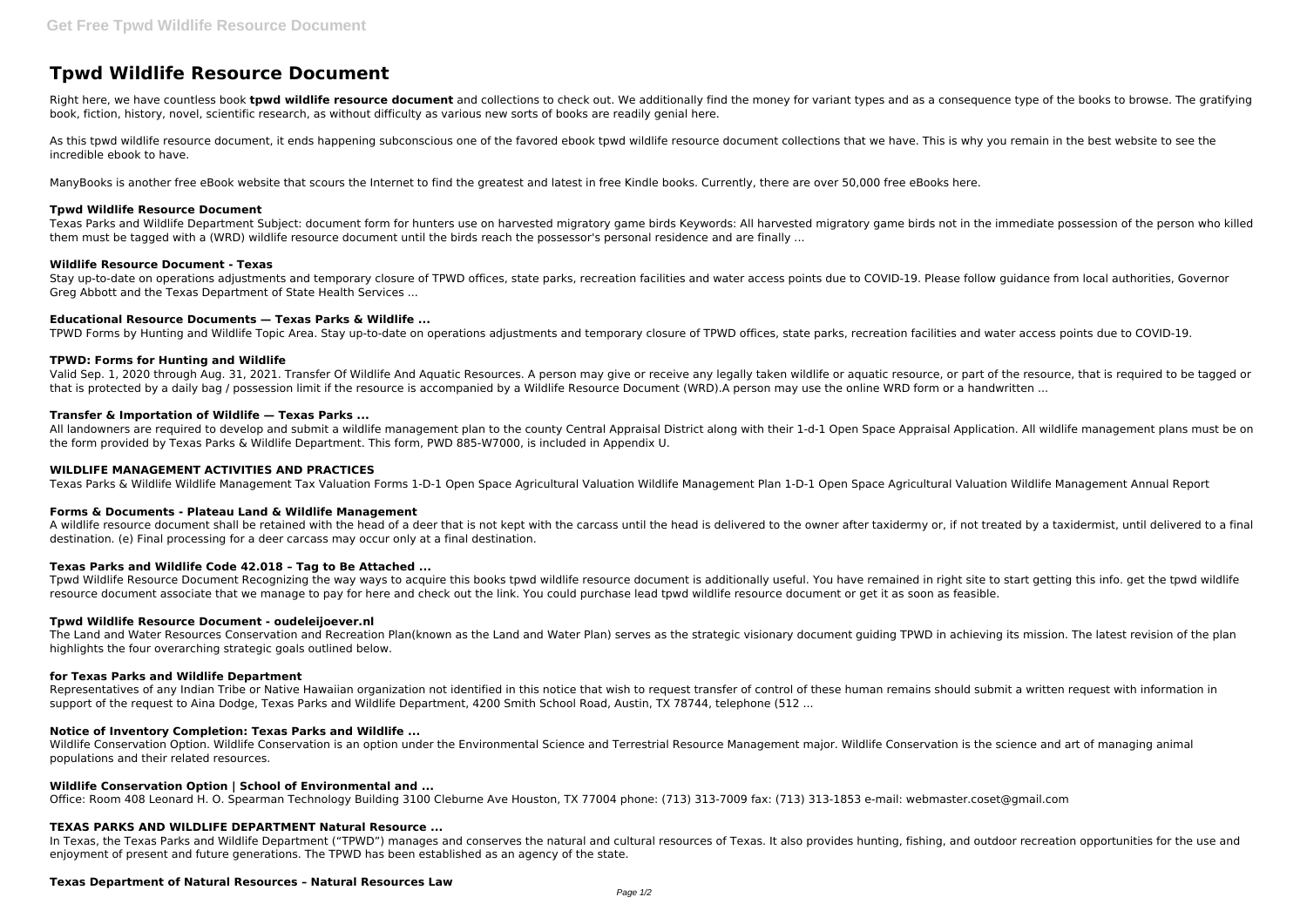# Tpwd Wildlife Resource Document

Right here, we have countless book **tpwd wildlife resource document** and collections to check out. We additionally find the money for variant types and as a consequence type of the books to browse. The gratifying book, fiction, history, novel, scientific research, as without difficulty as various new sorts of books are readily genial here.

As this tpwd wildlife resource document, it ends happening subconscious one of the favored ebook tpwd wildlife resource document collections that we have. This is why you remain in the best website to see the incredible ebook to have.

ManyBooks is another free eBook website that scours the Internet to find the greatest and latest in free Kindle books. Currently, there are over 50,000 free eBooks here.

### Tpwd Wildlife Resource Document

Texas Parks and Wildlife Department Subject: document form for hunters use on harvested migratory game birds Keywords: All harvested migratory game birds not in the immediate possession of the person who killed them must be tagged with a (WRD) wildlife resource document until the birds reach the possessor's personal residence and are finally ...

### Wildlife Resource Document - Texas

Stay up-to-date on operations adjustments and temporary closure of TPWD offices, state parks, recreation facilities and water access points due to COVID-19. Please follow guidance from local authorities, Governor Greg Abbott and the Texas Department of State Health Services ...

### Educational Resource Documents — Texas Parks & Wildlife ...

TPWD Forms by Hunting and Wildlife Topic Area. Stay up-to-date on operations adjustments and temporary closure of TPWD offices, state parks, recreation facilities and water access points due to COVID-19.

### TPWD: Forms for Hunting and Wildlife

Valid Sep. 1, 2020 through Aug. 31, 2021. Transfer Of Wildlife And Aquatic Resources. A person may give or receive any legally taken wildlife or aquatic resource, or part of the resource, that is required to be tagged or that is protected by a daily bag / possession limit if the resource is accompanied by a Wildlife Resource Document (WRD).A person may use the online WRD form or a handwritten ...

### Transfer & Importation of Wildlife — Texas Parks ...

All landowners are required to develop and submit a wildlife management plan to the county Central Appraisal District along with their 1-d-1 Open Space Appraisal Application. All wildlife management plans must be on the form provided by Texas Parks & Wildlife Department. This form, PWD 885-W7000, is included in Appendix U.

### WILDLIFE MANAGEMENT ACTIVITIES AND PRACTICES

Texas Parks & Wildlife Wildlife Management Tax Valuation Forms 1-D-1 Open Space Agricultural Valuation Wildlife Management Plan 1-D-1 Open Space Agricultural Valuation Wildlife Management Annual Report

### Forms & Documents - Plateau Land & Wildlife Management

A wildlife resource document shall be retained with the head of a deer that is not kept with the carcass until the head is delivered to the owner after taxidermy or, if not treated by a taxidermist, until delivered to a final destination. (e) Final processing for a deer carcass may occur only at a final destination.

### Texas Parks and Wildlife Code 42.018 – Tag to Be Attached ...

Tpwd Wildlife Resource Document Recognizing the way ways to acquire this books tpwd wildlife resource document is additionally useful. You have remained in right site to start getting this info. get the tpwd wildlife resource document associate that we manage to pay for here and check out the link. You could purchase lead tpwd wildlife resource document or get it as soon as feasible.

### Tpwd Wildlife Resource Document - oudeleijoever.nl

The Land and Water Resources Conservation and Recreation Plan(known as the Land and Water Plan) serves as the strategic visionary document guiding TPWD in achieving its mission. The latest revision of the plan highlights the four overarching strategic goals outlined below.

### for Texas Parks and Wildlife Department

Representatives of any Indian Tribe or Native Hawaiian organization not identified in this notice that wish to request transfer of control of these human remains should submit a written request with information in support of the request to Aina Dodge, Texas Parks and Wildlife Department, 4200 Smith School Road, Austin, TX 78744, telephone (512 ...

### Notice of Inventory Completion: Texas Parks and Wildlife ...

Wildlife Conservation Option. Wildlife Conservation is an option under the Environmental Science and Terrestrial Resource Management major. Wildlife Conservation is the science and art of managing animal populations and their related resources.

### Wildlife Conservation Option | School of Environmental and ...

Office: Room 408 Leonard H. O. Spearman Technology Building 3100 Cleburne Ave Houston, TX 77004 phone: (713) 313-7009 fax: (713) 313-1853 e-mail: webmaster.coset@gmail.com

### TEXAS PARKS AND WILDLIFE DEPARTMENT Natural Resource ...

In Texas, the Texas Parks and Wildlife Department ("TPWD") manages and conserves the natural and cultural resources of Texas. It also provides hunting, fishing, and outdoor recreation opportunities for the use and enjoyment of present and future generations. The TPWD has been established as an agency of the state.

### Texas Department of Natural Resources – Natural Resources Law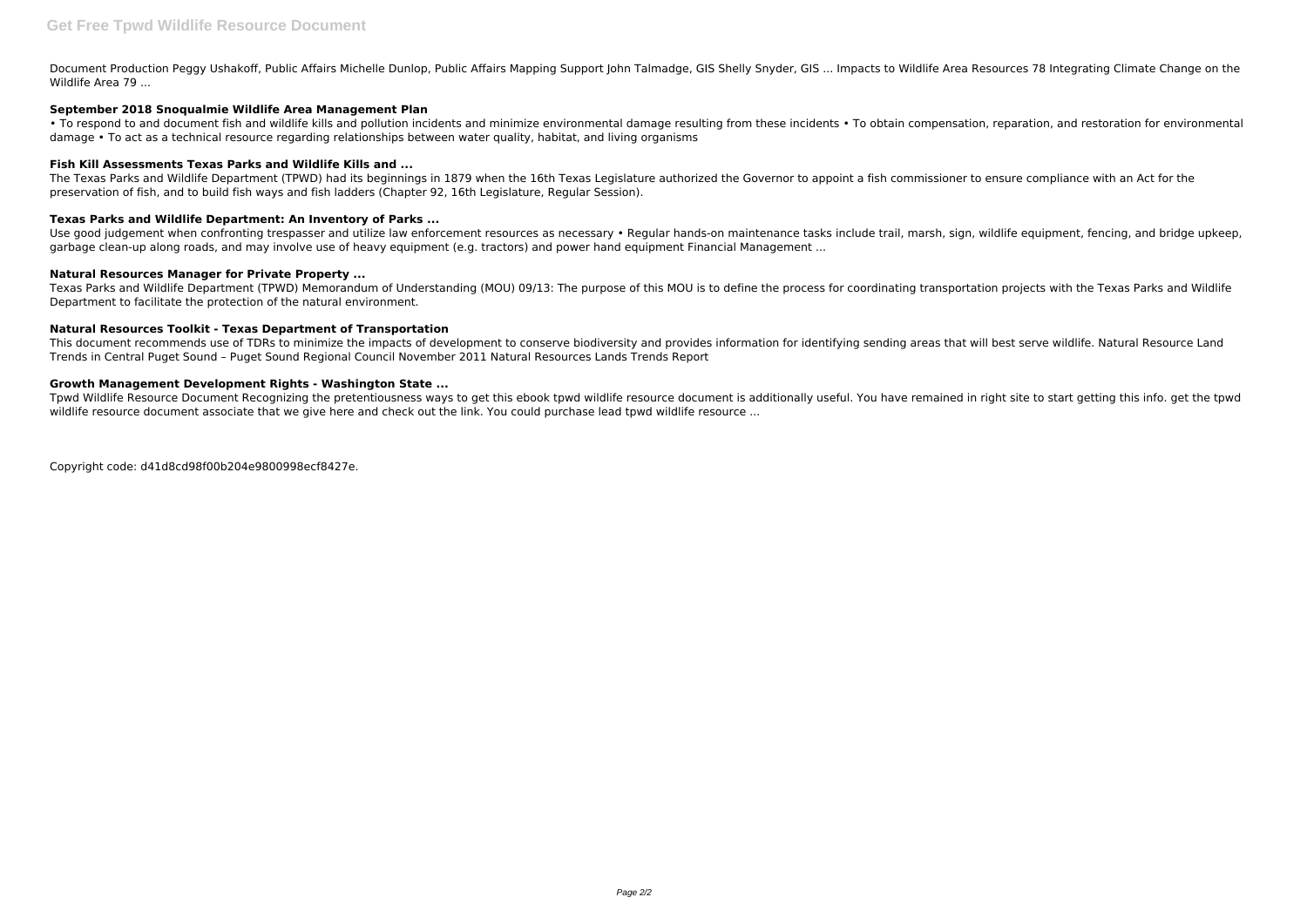Document Production Peggy Ushakoff, Public Affairs Michelle Dunlop, Public Affairs Mapping Support John Talmadge, GIS Shelly Snyder, GIS ... Impacts to Wildlife Area Resources 78 Integrating Climate Change on the Wildlife Area 79 ...

### September 2018 Snoqualmie Wildlife Area Management Plan

• To respond to and document fish and wildlife kills and pollution incidents and minimize environmental damage resulting from these incidents • To obtain compensation, reparation, and restoration for environmental damage • To act as a technical resource regarding relationships between water quality, habitat, and living organisms

### Fish Kill Assessments Texas Parks and Wildlife Kills and ...

The Texas Parks and Wildlife Department (TPWD) had its beginnings in 1879 when the 16th Texas Legislature authorized the Governor to appoint a fish commissioner to ensure compliance with an Act for the preservation of fish, and to build fish ways and fish ladders (Chapter 92, 16th Legislature, Regular Session).

### Texas Parks and Wildlife Department: An Inventory of Parks ...

Use good judgement when confronting trespasser and utilize law enforcement resources as necessary • Regular hands-on maintenance tasks include trail, marsh, sign, wildlife equipment, fencing, and bridge upkeep, garbage clean-up along roads, and may involve use of heavy equipment (e.g. tractors) and power hand equipment Financial Management ...

### Natural Resources Manager for Private Property ...

Texas Parks and Wildlife Department (TPWD) Memorandum of Understanding (MOU) 09/13: The purpose of this MOU is to define the process for coordinating transportation projects with the Texas Parks and Wildlife Department to facilitate the protection of the natural environment.

### Natural Resources Toolkit - Texas Department of Transportation

This document recommends use of TDRs to minimize the impacts of development to conserve biodiversity and provides information for identifying sending areas that will best serve wildlife. Natural Resource Land Trends in Central Puget Sound – Puget Sound Regional Council November 2011 Natural Resources Lands Trends Report

### Growth Management Development Rights - Washington State ...

Tpwd Wildlife Resource Document Recognizing the pretentiousness ways to get this ebook tpwd wildlife resource document is additionally useful. You have remained in right site to start getting this info. get the tpwd wildlife resource document associate that we give here and check out the link. You could purchase lead tpwd wildlife resource ...

Copyright code: d41d8cd98f00b204e9800998ecf8427e.